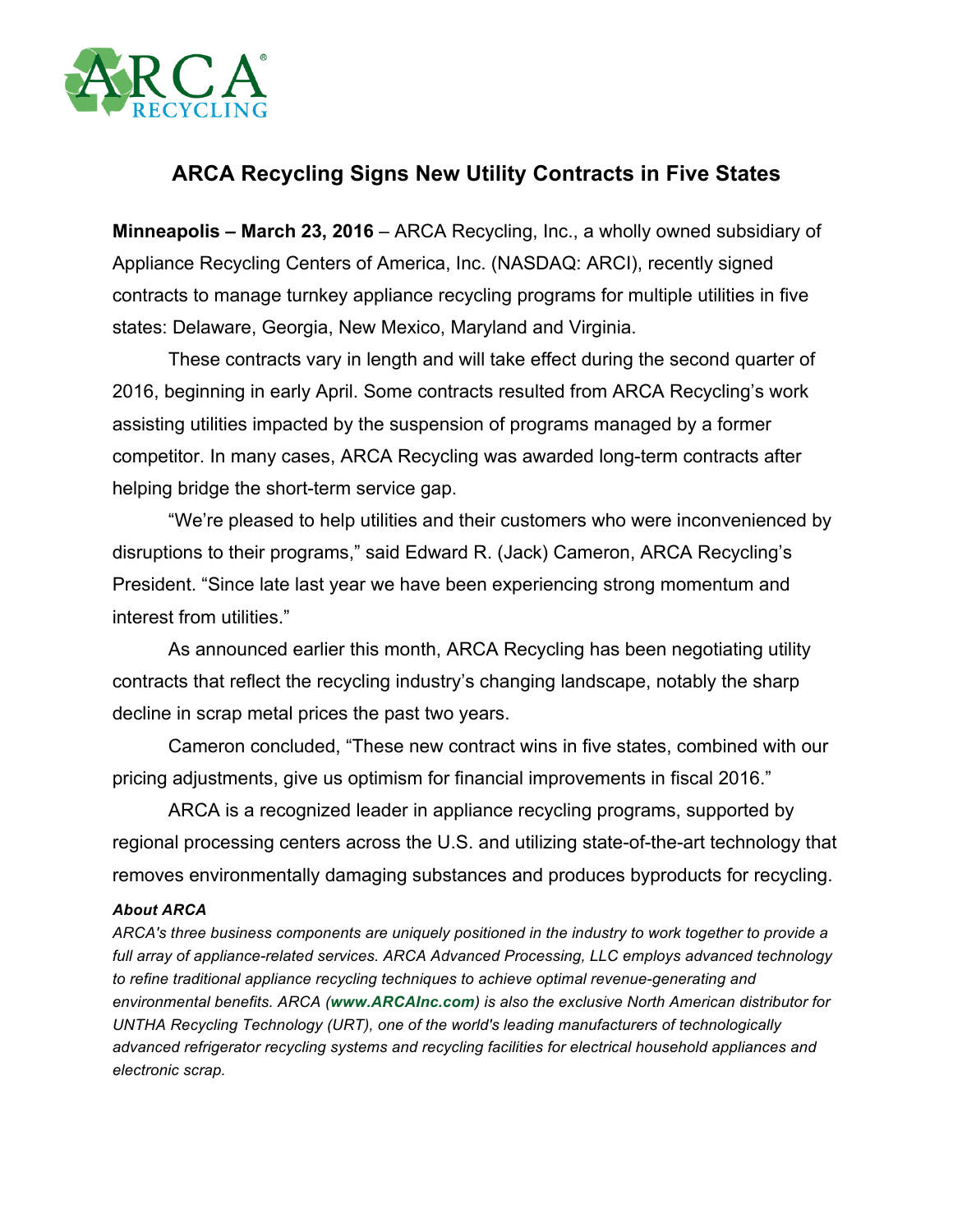# ARCA Recycling Signs New Utility Contracts in Five States

**Minneapolis – March 23, 2016** – ARCA Recycling, Inc., a wholly owned subsidiary of Appliance Recycling Centers of America, Inc. (NASDAQ: ARCI), recently signed contracts to manage turnkey appliance recycling programs for multiple utilities in five states: Delaware, Georgia, New Mexico, Maryland and Virginia.

These contracts vary in length and will take effect during the second quarter of 2016, beginning in early April. Some contracts resulted from ARCA Recycling's work assisting utilities impacted by the suspension of programs managed by a former competitor. In many cases, ARCA Recycling was awarded long-term contracts after helping bridge the short-term service gap.

"We're pleased to help utilities and their customers who were inconvenienced by disruptions to their programs," said Edward R. (Jack) Cameron, ARCA Recycling's President. "Since late last year we have been experiencing strong momentum and interest from utilities."

As announced earlier this month, ARCA Recycling has been negotiating utility contracts that reflect the recycling industry's changing landscape, notably the sharp decline in scrap metal prices the past two years.

Cameron concluded, "These new contract wins in five states, combined with our pricing adjustments, give us optimism for financial improvements in fiscal 2016."

ARCA is a recognized leader in appliance recycling programs, supported by regional processing centers across the U.S. and utilizing state-of-the-art technology that removes environmentally damaging substances and produces byproducts for recycling.

***About ARCA***

*ARCA's three business components are uniquely positioned in the industry to work together to provide a full array of appliance-related services. ARCA Advanced Processing, LLC employs advanced technology to refine traditional appliance recycling techniques to achieve optimal revenue-generating and environmental benefits. ARCA (**www.ARCAInc.com**) is also the exclusive North American distributor for UNTHA Recycling Technology (URT), one of the world's leading manufacturers of technologically advanced refrigerator recycling systems and recycling facilities for electrical household appliances and electronic scrap.*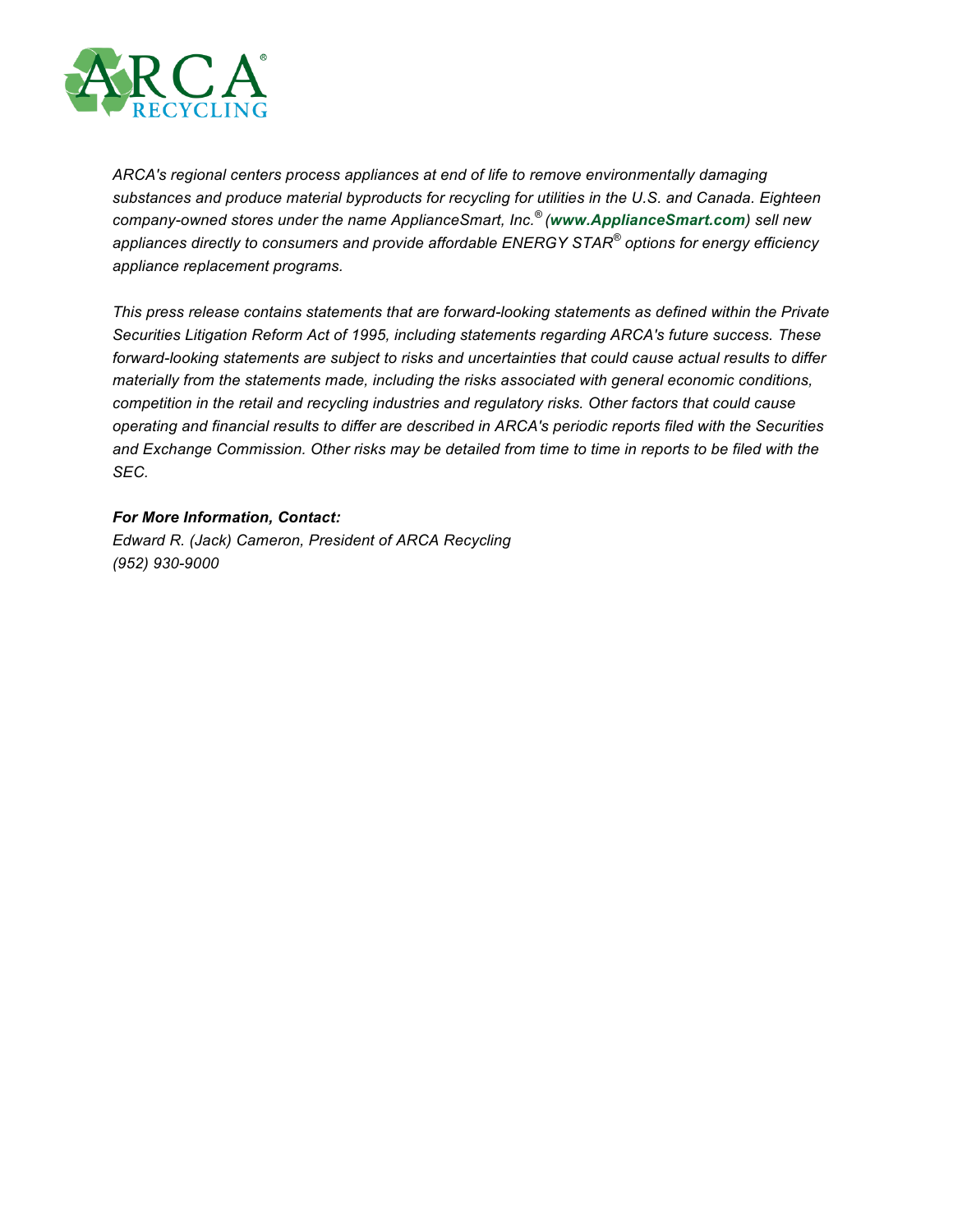*ARCA's regional centers process appliances at end of life to remove environmentally damaging substances and produce material byproducts for recycling for utilities in the U.S. and Canada. Eighteen company-owned stores under the name ApplianceSmart, Inc.® (**www.ApplianceSmart.com**) sell new appliances directly to consumers and provide affordable ENERGY STAR® options for energy efficiency appliance replacement programs.*

*This press release contains statements that are forward-looking statements as defined within the Private Securities Litigation Reform Act of 1995, including statements regarding ARCA's future success. These forward-looking statements are subject to risks and uncertainties that could cause actual results to differ materially from the statements made, including the risks associated with general economic conditions, competition in the retail and recycling industries and regulatory risks. Other factors that could cause operating and financial results to differ are described in ARCA's periodic reports filed with the Securities and Exchange Commission. Other risks may be detailed from time to time in reports to be filed with the SEC.*

***For More Information, Contact:***
*Edward R. (Jack) Cameron, President of ARCA Recycling*
*(952) 930-9000*